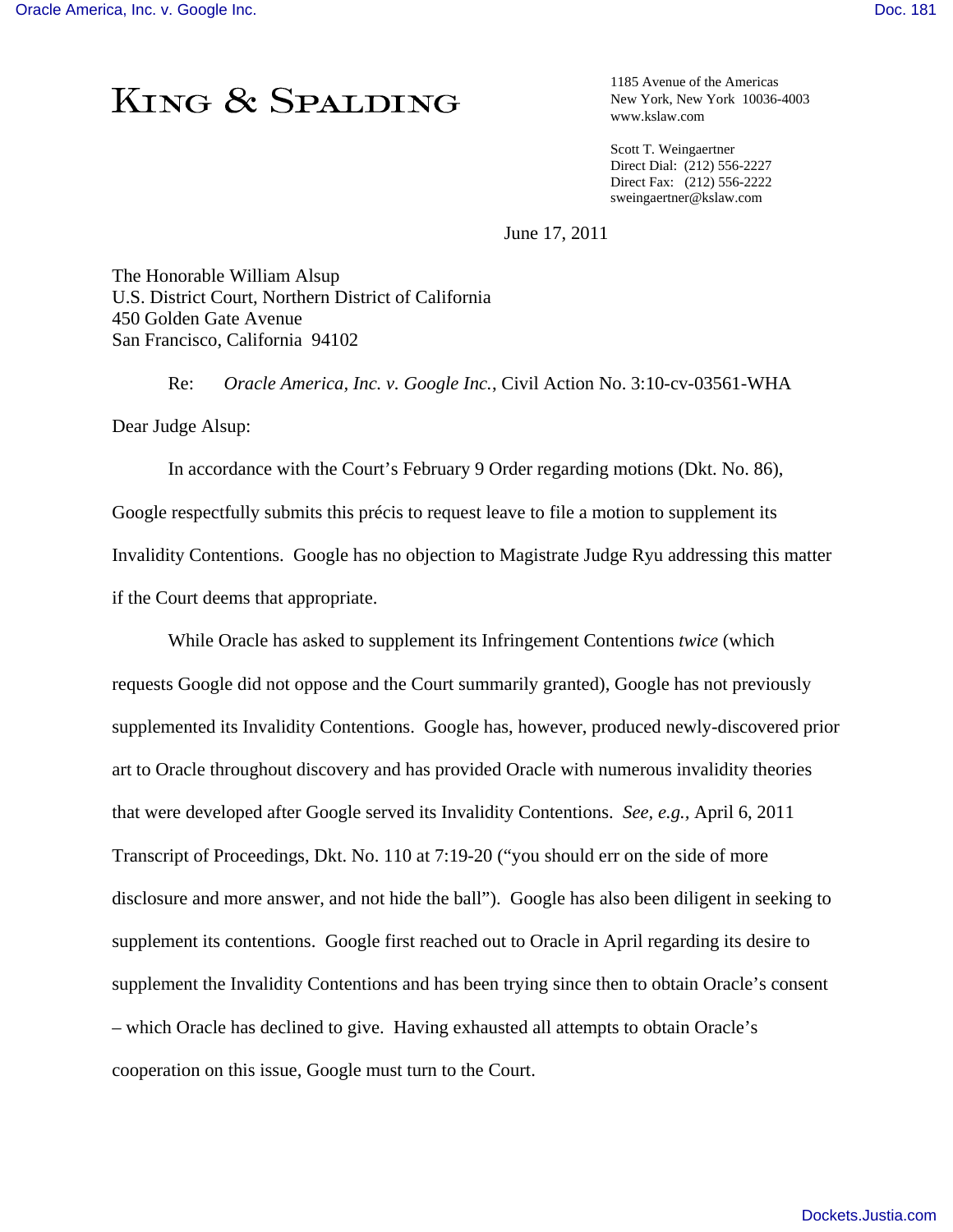KING & SPALDING

1185 Avenue of the Americas
New York, New York 10036-4003
www.kslaw.com

Scott T. Weingaertner
Direct Dial: (212) 556-2227
Direct Fax: (212) 556-2222
sweingaertner@kslaw.com

June 17, 2011

The Honorable William Alsup
U.S. District Court, Northern District of California
450 Golden Gate Avenue
San Francisco, California 94102

Re: *Oracle America, Inc. v. Google Inc.*, Civil Action No. 3:10-cv-03561-WHA

Dear Judge Alsup:

In accordance with the Court's February 9 Order regarding motions (Dkt. No. 86), Google respectfully submits this précis to request leave to file a motion to supplement its Invalidity Contentions. Google has no objection to Magistrate Judge Ryu addressing this matter if the Court deems that appropriate.

While Oracle has asked to supplement its Infringement Contentions *twice* (which requests Google did not oppose and the Court summarily granted), Google has not previously supplemented its Invalidity Contentions. Google has, however, produced newly-discovered prior art to Oracle throughout discovery and has provided Oracle with numerous invalidity theories that were developed after Google served its Invalidity Contentions. *See, e.g.*, April 6, 2011 Transcript of Proceedings, Dkt. No. 110 at 7:19-20 ("you should err on the side of more disclosure and more answer, and not hide the ball"). Google has also been diligent in seeking to supplement its contentions. Google first reached out to Oracle in April regarding its desire to supplement the Invalidity Contentions and has been trying since then to obtain Oracle's consent – which Oracle has declined to give. Having exhausted all attempts to obtain Oracle's cooperation on this issue, Google must turn to the Court.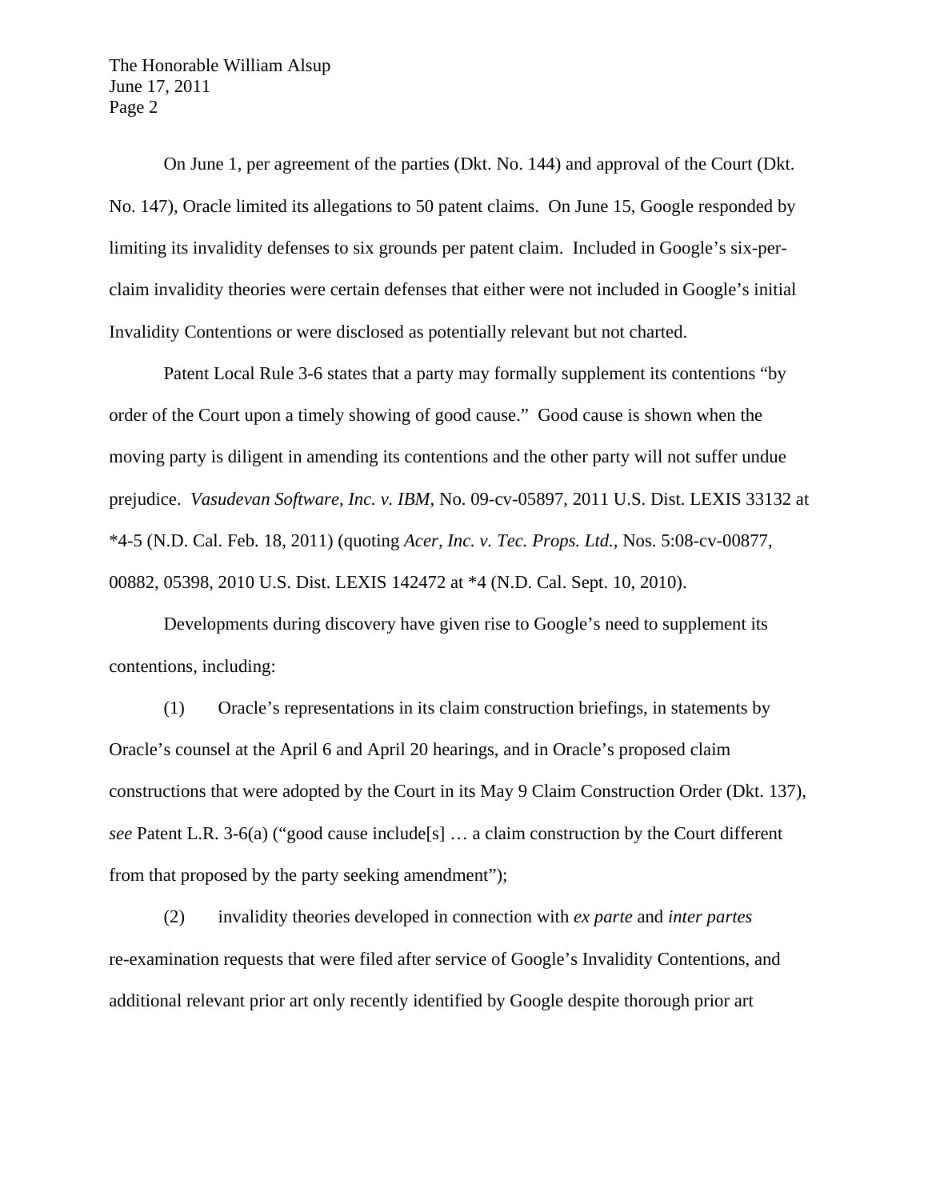On June 1, per agreement of the parties (Dkt. No. 144) and approval of the Court (Dkt. No. 147), Oracle limited its allegations to 50 patent claims. On June 15, Google responded by limiting its invalidity defenses to six grounds per patent claim. Included in Google's six-per-claim invalidity theories were certain defenses that either were not included in Google's initial Invalidity Contentions or were disclosed as potentially relevant but not charted.

Patent Local Rule 3-6 states that a party may formally supplement its contentions "by order of the Court upon a timely showing of good cause." Good cause is shown when the moving party is diligent in amending its contentions and the other party will not suffer undue prejudice. *Vasudevan Software, Inc. v. IBM*, No. 09-cv-05897, 2011 U.S. Dist. LEXIS 33132 at *4-5 (N.D. Cal. Feb. 18, 2011) (quoting *Acer, Inc. v. Tec. Props. Ltd.*, Nos. 5:08-cv-00877, 00882, 05398, 2010 U.S. Dist. LEXIS 142472 at *4 (N.D. Cal. Sept. 10, 2010).

Developments during discovery have given rise to Google's need to supplement its contentions, including:

(1) Oracle's representations in its claim construction briefings, in statements by Oracle's counsel at the April 6 and April 20 hearings, and in Oracle's proposed claim constructions that were adopted by the Court in its May 9 Claim Construction Order (Dkt. 137), *see* Patent L.R. 3-6(a) ("good cause include[s] … a claim construction by the Court different from that proposed by the party seeking amendment");

(2) invalidity theories developed in connection with *ex parte* and *inter partes* re-examination requests that were filed after service of Google's Invalidity Contentions, and additional relevant prior art only recently identified by Google despite thorough prior art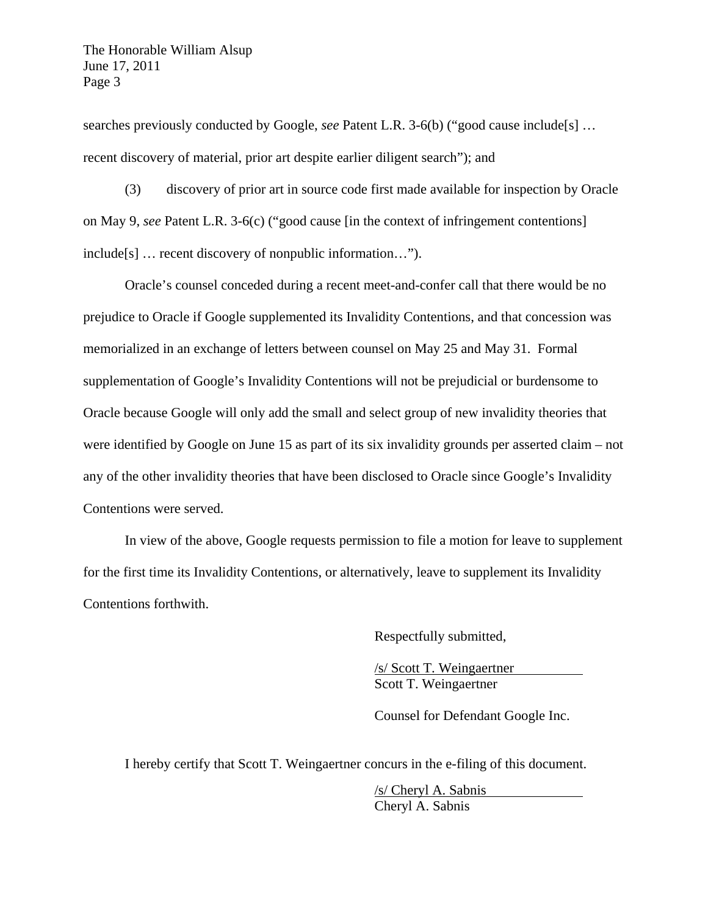searches previously conducted by Google, *see* Patent L.R. 3-6(b) ("good cause include[s] … recent discovery of material, prior art despite earlier diligent search"); and

(3) discovery of prior art in source code first made available for inspection by Oracle on May 9, *see* Patent L.R. 3-6(c) ("good cause [in the context of infringement contentions] include[s] … recent discovery of nonpublic information…").

Oracle's counsel conceded during a recent meet-and-confer call that there would be no prejudice to Oracle if Google supplemented its Invalidity Contentions, and that concession was memorialized in an exchange of letters between counsel on May 25 and May 31. Formal supplementation of Google's Invalidity Contentions will not be prejudicial or burdensome to Oracle because Google will only add the small and select group of new invalidity theories that were identified by Google on June 15 as part of its six invalidity grounds per asserted claim – not any of the other invalidity theories that have been disclosed to Oracle since Google's Invalidity Contentions were served.

In view of the above, Google requests permission to file a motion for leave to supplement for the first time its Invalidity Contentions, or alternatively, leave to supplement its Invalidity Contentions forthwith.

Respectfully submitted,

/s/ Scott T. Weingaertner
Scott T. Weingaertner

Counsel for Defendant Google Inc.

I hereby certify that Scott T. Weingaertner concurs in the e-filing of this document.

/s/ Cheryl A. Sabnis
Cheryl A. Sabnis